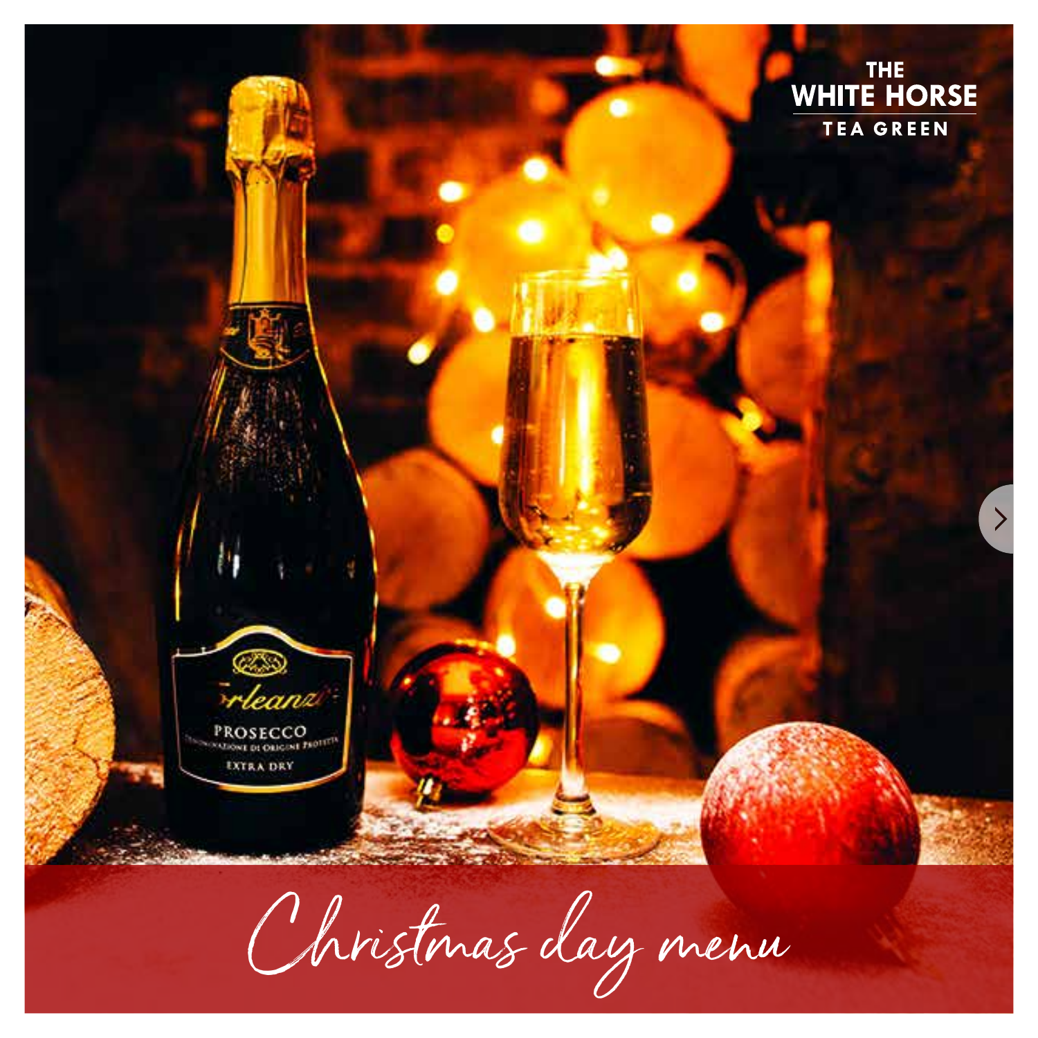THE
WHITE HORSE
TEA GREEN

# Christmas day menu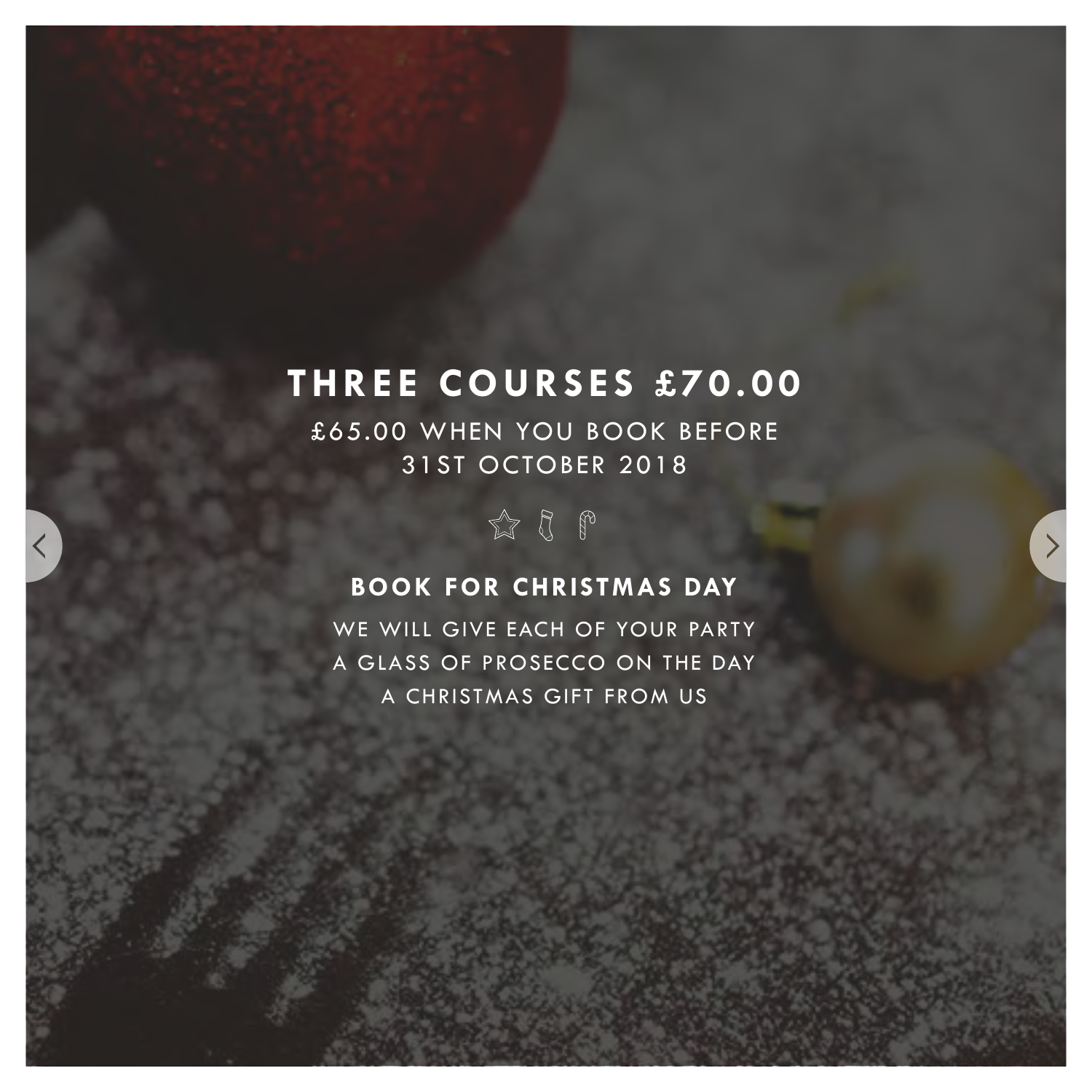## THREE COURSES £70.00

£65.00 WHEN YOU BOOK BEFORE
31ST OCTOBER 2018

### BOOK FOR CHRISTMAS DAY

WE WILL GIVE EACH OF YOUR PARTY
A GLASS OF PROSECCO ON THE DAY
A CHRISTMAS GIFT FROM US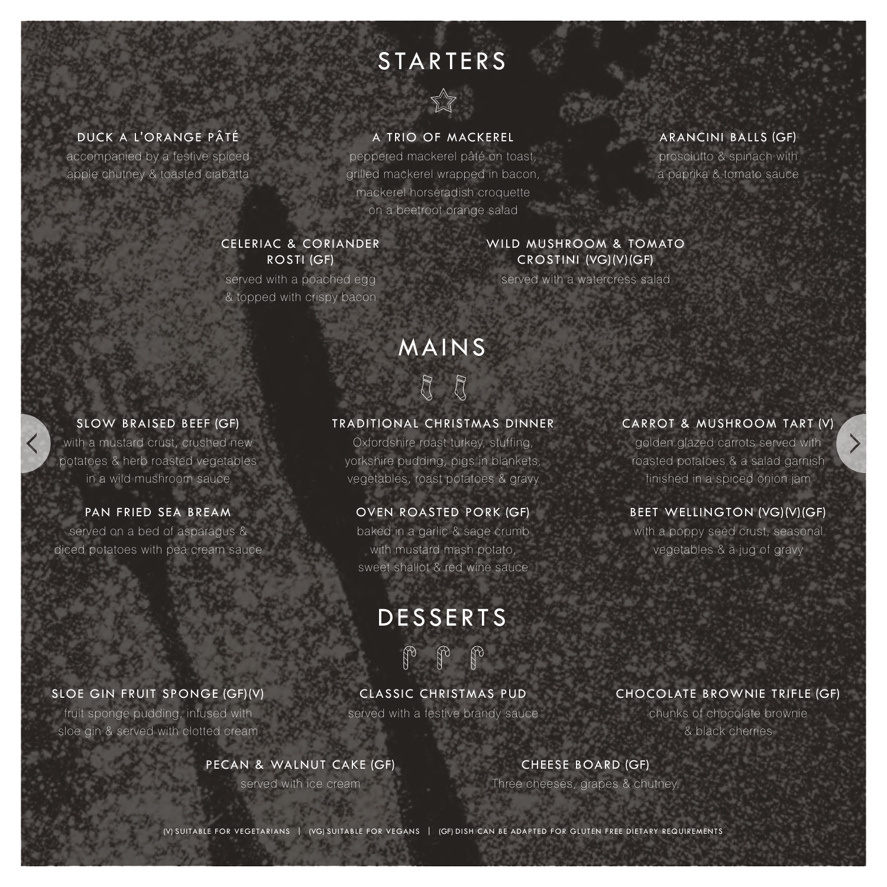# STARTERS

### DUCK A L'ORANGE PÂTÉ

accompanied by a festive spiced apple chutney & toasted ciabatta

### A TRIO OF MACKEREL

peppered mackerel pâté on toast, grilled mackerel wrapped in bacon, mackerel horseradish croquette on a beetroot orange salad

### ARANCINI BALLS (GF)

prosciutto & spinach with a paprika & tomato sauce

### CELERIAC & CORIANDER ROSTI (GF)

served with a poached egg & topped with crispy bacon

### WILD MUSHROOM & TOMATO CROSTINI (VG)(V)(GF)

served with a watercress salad

# MAINS

### SLOW BRAISED BEEF (GF)

with a mustard crust, crushed new potatoes & herb roasted vegetables in a wild mushroom sauce

### TRADITIONAL CHRISTMAS DINNER

Oxfordshire roast turkey, stuffing, yorkshire pudding, pigs in blankets, vegetables, roast potatoes & gravy

### CARROT & MUSHROOM TART (V)

golden glazed carrots served with roasted potatoes & a salad garnish finished in a spiced onion jam

### PAN FRIED SEA BREAM

served on a bed of asparagus & diced potatoes with pea cream sauce

### OVEN ROASTED PORK (GF)

baked in a garlic & sage crumb with mustard mash potato, sweet shallot & red wine sauce

### BEET WELLINGTON (VG)(V)(GF)

with a poppy seed crust, seasonal vegetables & a jug of gravy

# DESSERTS

### SLOE GIN FRUIT SPONGE (GF)(V)

fruit sponge pudding, infused with sloe gin & served with clotted cream

### CLASSIC CHRISTMAS PUD

served with a festive brandy sauce

### CHOCOLATE BROWNIE TRIFLE (GF)

chunks of chocolate brownie & black cherries

### PECAN & WALNUT CAKE (GF)

served with ice cream

### CHEESE BOARD (GF)

Three cheeses, grapes & chutney.

(V) SUITABLE FOR VEGETARIANS | (VG) SUITABLE FOR VEGANS | (GF) DISH CAN BE ADAPTED FOR GLUTEN FREE DIETARY REQUIREMENTS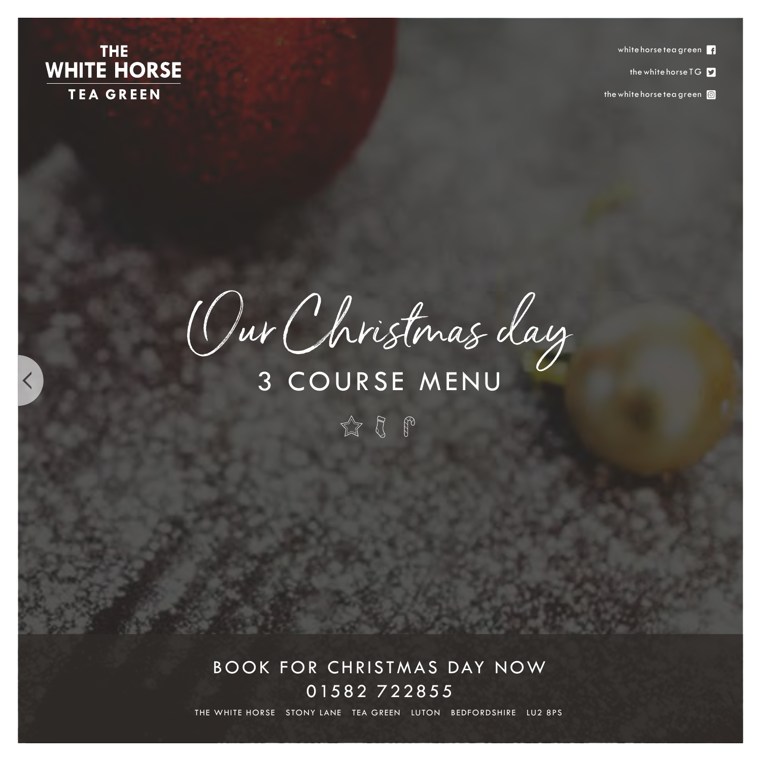# THE WHITE HORSE TEA GREEN

whitehorseteagreen

thewhitehorseTG

thewhitehorseteagreen

## Our Christmas day

## 3 COURSE MENU

BOOK FOR CHRISTMAS DAY NOW

01582 722855

THE WHITE HORSE STONY LANE TEA GREEN LUTON BEDFORDSHIRE LU2 8PS